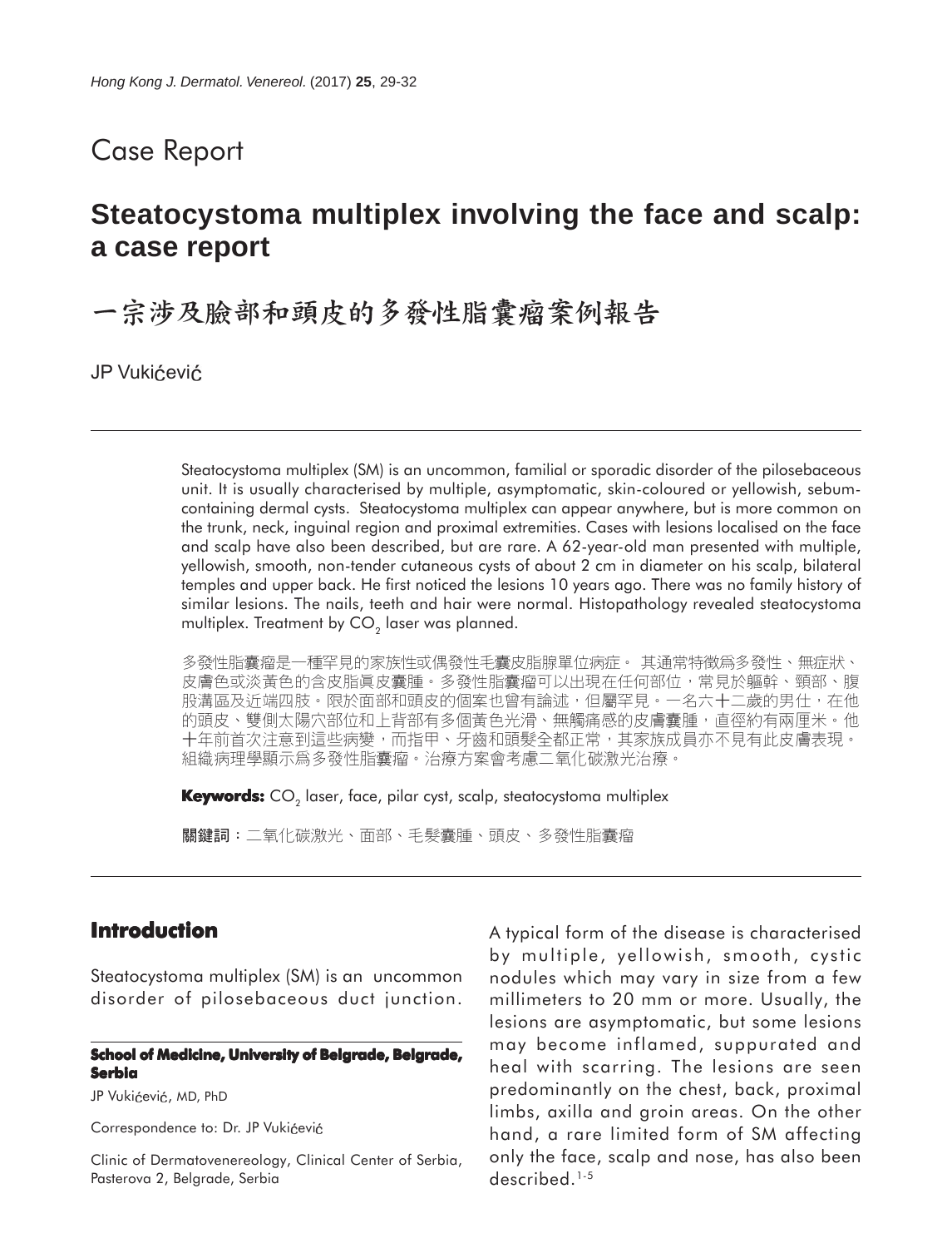# Case Report

## Steatocystoma multiplex involving the face and scalp: a case report

## 一宗涉及臉部和頭皮的多發性脂囊瘤案例報告

JP Vukićević

Steatocystoma multiplex (SM) is an uncommon, familial or sporadic disorder of the pilosebaceous unit. It is usually characterised by multiple, asymptomatic, skin-coloured or yellowish, sebum-containing dermal cysts. Steatocystoma multiplex can appear anywhere, but is more common on the trunk, neck, inguinal region and proximal extremities. Cases with lesions localised on the face and scalp have also been described, but are rare. A 62-year-old man presented with multiple, yellowish, smooth, non-tender cutaneous cysts of about 2 cm in diameter on his scalp, bilateral temples and upper back. He first noticed the lesions 10 years ago. There was no family history of similar lesions. The nails, teeth and hair were normal. Histopathology revealed steatocystoma multiplex. Treatment by $CO_2$ laser was planned.

多發性脂囊瘤是一種罕見的家族性或偶發性毛囊皮脂腺單位病症。其通常特徵爲多發性、無症狀、皮膚色或淡黃色的含皮脂真皮囊腫。多發性脂囊瘤可以出現在任何部位，常見於軀幹、頸部、腹股溝區及近端四肢。限於面部和頭皮的個案也曾有論述，但屬罕見。一名六十二歲的男仕，在他的頭皮、雙側太陽穴部位和上背部有多個黃色光滑、無觸痛感的皮膚囊腫，直徑約有兩厘米。他十年前首次注意到這些病變，而指甲、牙齒和頭髮全都正常，其家族成員亦不見有此皮膚表現。組織病理學顯示爲多發性脂囊瘤。治療方案會考慮二氧化碳激光治療。

**Keywords:** $CO_2$ laser, face, pilar cyst, scalp, steatocystoma multiplex

**關鍵詞**：二氧化碳激光、面部、毛髮囊腫、頭皮、多發性脂囊瘤

## Introduction

Steatocystoma multiplex (SM) is an uncommon disorder of pilosebaceous duct junction. A typical form of the disease is characterised by multiple, yellowish, smooth, cystic nodules which may vary in size from a few millimeters to 20 mm or more. Usually, the lesions are asymptomatic, but some lesions may become inflamed, suppurated and heal with scarring. The lesions are seen predominantly on the chest, back, proximal limbs, axilla and groin areas. On the other hand, a rare limited form of SM affecting only the face, scalp and nose, has also been described.[1-5]

**School of Medicine, University of Belgrade, Belgrade, Serbia**

JP Vukićević, MD, PhD

Correspondence to: Dr. JP Vukićević

Clinic of Dermatovenereology, Clinical Center of Serbia, Pasterova 2, Belgrade, Serbia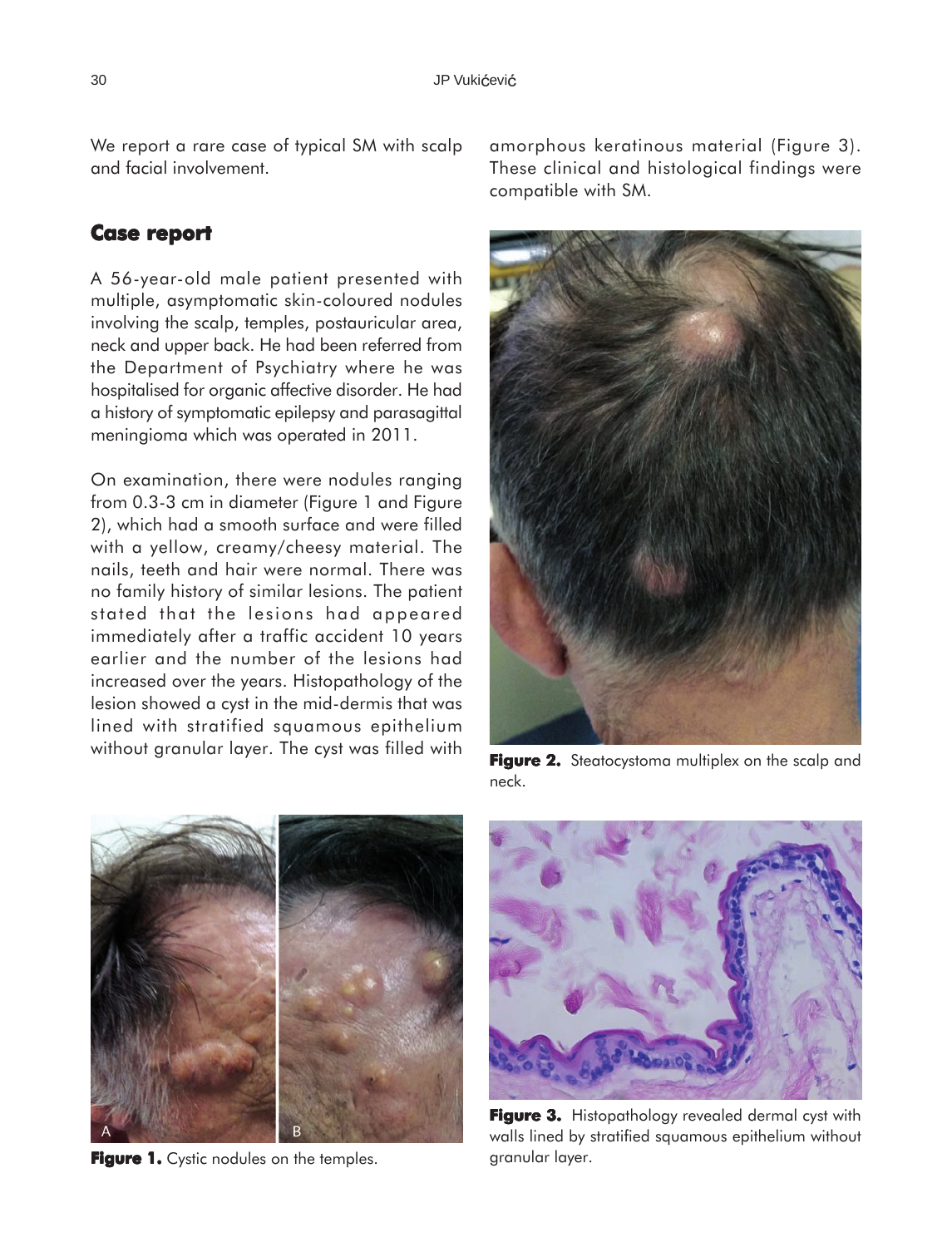We report a rare case of typical SM with scalp and facial involvement.

## Case report

A 56-year-old male patient presented with multiple, asymptomatic skin-coloured nodules involving the scalp, temples, postauricular area, neck and upper back. He had been referred from the Department of Psychiatry where he was hospitalised for organic affective disorder. He had a history of symptomatic epilepsy and parasagittal meningioma which was operated in 2011.

On examination, there were nodules ranging from 0.3-3 cm in diameter (Figure 1 and Figure 2), which had a smooth surface and were filled with a yellow, creamy/cheesy material. The nails, teeth and hair were normal. There was no family history of similar lesions. The patient stated that the lesions had appeared immediately after a traffic accident 10 years earlier and the number of the lesions had increased over the years. Histopathology of the lesion showed a cyst in the mid-dermis that was lined with stratified squamous epithelium without granular layer. The cyst was filled with amorphous keratinous material (Figure 3). These clinical and histological findings were compatible with SM.

**Figure 2.** Steatocystoma multiplex on the scalp and neck.

**Figure 1.** Cystic nodules on the temples.

**Figure 3.** Histopathology revealed dermal cyst with walls lined by stratified squamous epithelium without granular layer.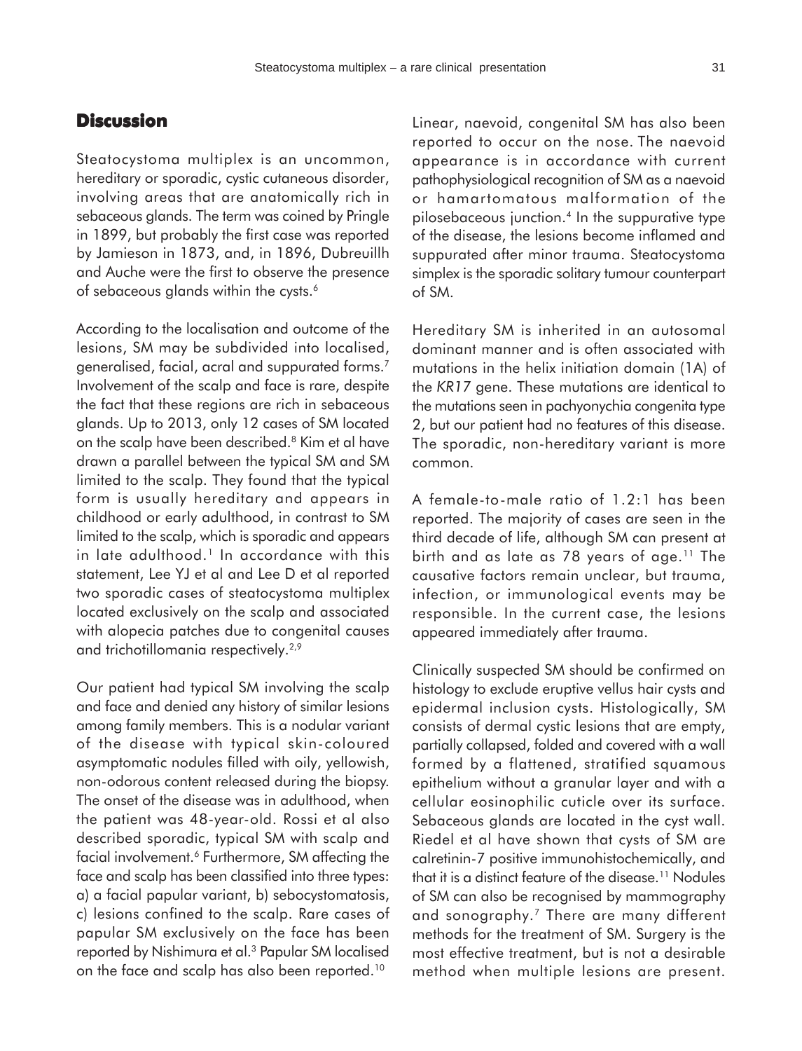## Discussion

Steatocystoma multiplex is an uncommon, hereditary or sporadic, cystic cutaneous disorder, involving areas that are anatomically rich in sebaceous glands. The term was coined by Pringle in 1899, but probably the first case was reported by Jamieson in 1873, and, in 1896, Dubreuillh and Auche were the first to observe the presence of sebaceous glands within the cysts.[6]

According to the localisation and outcome of the lesions, SM may be subdivided into localised, generalised, facial, acral and suppurated forms.[7] Involvement of the scalp and face is rare, despite the fact that these regions are rich in sebaceous glands. Up to 2013, only 12 cases of SM located on the scalp have been described.[8] Kim et al have drawn a parallel between the typical SM and SM limited to the scalp. They found that the typical form is usually hereditary and appears in childhood or early adulthood, in contrast to SM limited to the scalp, which is sporadic and appears in late adulthood.[1] In accordance with this statement, Lee YJ et al and Lee D et al reported two sporadic cases of steatocystoma multiplex located exclusively on the scalp and associated with alopecia patches due to congenital causes and trichotillomania respectively.[2,9]

Our patient had typical SM involving the scalp and face and denied any history of similar lesions among family members. This is a nodular variant of the disease with typical skin-coloured asymptomatic nodules filled with oily, yellowish, non-odorous content released during the biopsy. The onset of the disease was in adulthood, when the patient was 48-year-old. Rossi et al also described sporadic, typical SM with scalp and facial involvement.[6] Furthermore, SM affecting the face and scalp has been classified into three types: a) a facial papular variant, b) sebocystomatosis, c) lesions confined to the scalp. Rare cases of papular SM exclusively on the face has been reported by Nishimura et al.[3] Papular SM localised on the face and scalp has also been reported.[10]

Linear, naevoid, congenital SM has also been reported to occur on the nose. The naevoid appearance is in accordance with current pathophysiological recognition of SM as a naevoid or hamartomatous malformation of the pilosebaceous junction.[4] In the suppurative type of the disease, the lesions become inflamed and suppurated after minor trauma. Steatocystoma simplex is the sporadic solitary tumour counterpart of SM.

Hereditary SM is inherited in an autosomal dominant manner and is often associated with mutations in the helix initiation domain (1A) of the *KR17* gene. These mutations are identical to the mutations seen in pachyonychia congenita type 2, but our patient had no features of this disease. The sporadic, non-hereditary variant is more common.

A female-to-male ratio of 1.2:1 has been reported. The majority of cases are seen in the third decade of life, although SM can present at birth and as late as 78 years of age.[11] The causative factors remain unclear, but trauma, infection, or immunological events may be responsible. In the current case, the lesions appeared immediately after trauma.

Clinically suspected SM should be confirmed on histology to exclude eruptive vellus hair cysts and epidermal inclusion cysts. Histologically, SM consists of dermal cystic lesions that are empty, partially collapsed, folded and covered with a wall formed by a flattened, stratified squamous epithelium without a granular layer and with a cellular eosinophilic cuticle over its surface. Sebaceous glands are located in the cyst wall. Riedel et al have shown that cysts of SM are calretinin-7 positive immunohistochemically, and that it is a distinct feature of the disease.[11] Nodules of SM can also be recognised by mammography and sonography.[7] There are many different methods for the treatment of SM. Surgery is the most effective treatment, but is not a desirable method when multiple lesions are present.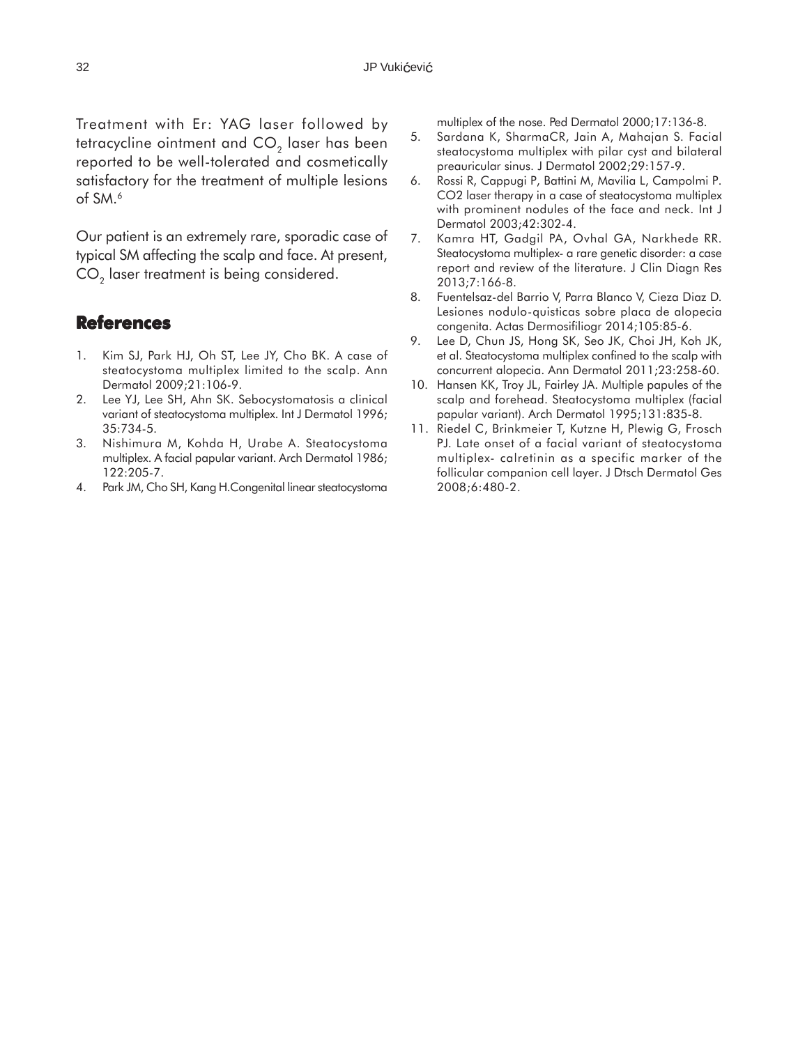Treatment with Er: YAG laser followed by tetracycline ointment and $CO_2$ laser has been reported to be well-tolerated and cosmetically satisfactory for the treatment of multiple lesions of SM.[6]

Our patient is an extremely rare, sporadic case of typical SM affecting the scalp and face. At present, $CO_2$ laser treatment is being considered.

## References

1. Kim SJ, Park HJ, Oh ST, Lee JY, Cho BK. A case of steatocystoma multiplex limited to the scalp. Ann Dermatol 2009;21:106-9.
2. Lee YJ, Lee SH, Ahn SK. Sebocystomatosis a clinical variant of steatocystoma multiplex. Int J Dermatol 1996; 35:734-5.
3. Nishimura M, Kohda H, Urabe A. Steatocystoma multiplex. A facial papular variant. Arch Dermatol 1986; 122:205-7.
4. Park JM, Cho SH, Kang H.Congenital linear steatocystoma multiplex of the nose. Ped Dermatol 2000;17:136-8.
5. Sardana K, SharmaCR, Jain A, Mahajan S. Facial steatocystoma multiplex with pilar cyst and bilateral preauricular sinus. J Dermatol 2002;29:157-9.
6. Rossi R, Cappugi P, Battini M, Mavilia L, Campolmi P. CO2 laser therapy in a case of steatocystoma multiplex with prominent nodules of the face and neck. Int J Dermatol 2003;42:302-4.
7. Kamra HT, Gadgil PA, Ovhal GA, Narkhede RR. Steatocystoma multiplex- a rare genetic disorder: a case report and review of the literature. J Clin Diagn Res 2013;7:166-8.
8. Fuentelsaz-del Barrio V, Parra Blanco V, Cieza Diaz D. Lesiones nodulo-quisticas sobre placa de alopecia congenita. Actas Dermosifiliogr 2014;105:85-6.
9. Lee D, Chun JS, Hong SK, Seo JK, Choi JH, Koh JK, et al. Steatocystoma multiplex confined to the scalp with concurrent alopecia. Ann Dermatol 2011;23:258-60.
10. Hansen KK, Troy JL, Fairley JA. Multiple papules of the scalp and forehead. Steatocystoma multiplex (facial papular variant). Arch Dermatol 1995;131:835-8.
11. Riedel C, Brinkmeier T, Kutzne H, Plewig G, Frosch PJ. Late onset of a facial variant of steatocystoma multiplex- calretinin as a specific marker of the follicular companion cell layer. J Dtsch Dermatol Ges 2008;6:480-2.